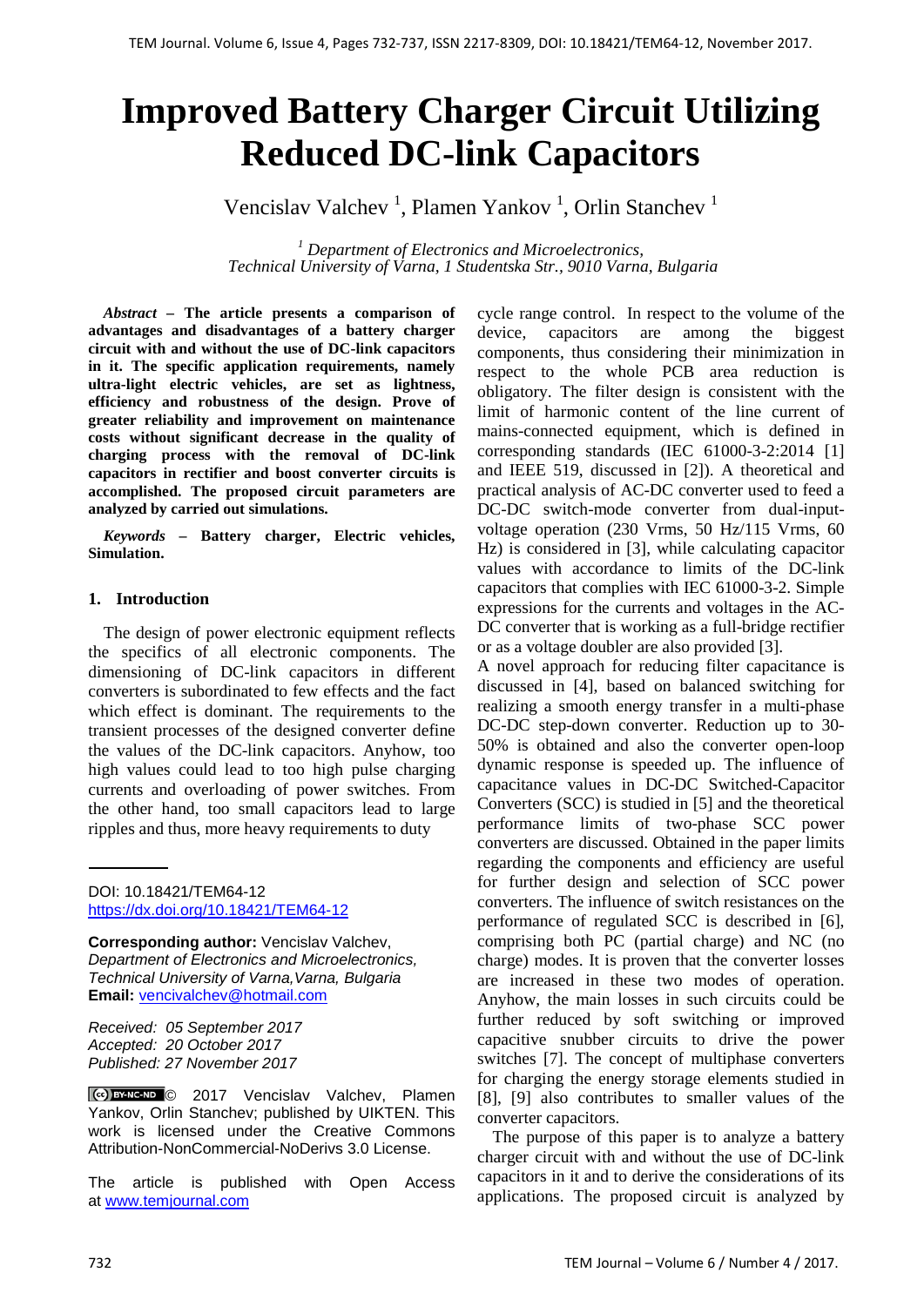# Improved Battery Charger Circuit Utilizing Reduced DC-link Capacitors

Vencislav Valchev [1], Plamen Yankov [1], Orlin Stanchev [1]

[1] *Department of Electronics and Microelectronics, Technical University of Varna, 1 Studentska Str., 9010 Varna, Bulgaria*

***Abstract*** **– The article presents a comparison of advantages and disadvantages of a battery charger circuit with and without the use of DC-link capacitors in it. The specific application requirements, namely ultra-light electric vehicles, are set as lightness, efficiency and robustness of the design. Prove of greater reliability and improvement on maintenance costs without significant decrease in the quality of charging process with the removal of DC-link capacitors in rectifier and boost converter circuits is accomplished. The proposed circuit parameters are analyzed by carried out simulations.**

***Keywords*** **– Battery charger, Electric vehicles, Simulation.**

## 1. Introduction

The design of power electronic equipment reflects the specifics of all electronic components. The dimensioning of DC-link capacitors in different converters is subordinated to few effects and the fact which effect is dominant. The requirements to the transient processes of the designed converter define the values of the DC-link capacitors. Anyhow, too high values could lead to too high pulse charging currents and overloading of power switches. From the other hand, too small capacitors lead to large ripples and thus, more heavy requirements to duty cycle range control. In respect to the volume of the device, capacitors are among the biggest components, thus considering their minimization in respect to the whole PCB area reduction is obligatory. The filter design is consistent with the limit of harmonic content of the line current of mains-connected equipment, which is defined in corresponding standards (IEC 61000-3-2:2014 [1] and IEEE 519, discussed in [2]). A theoretical and practical analysis of AC-DC converter used to feed a DC-DC switch-mode converter from dual-input-voltage operation (230 Vrms, 50 Hz/115 Vrms, 60 Hz) is considered in [3], while calculating capacitor values with accordance to limits of the DC-link capacitors that complies with IEC 61000-3-2. Simple expressions for the currents and voltages in the AC-DC converter that is working as a full-bridge rectifier or as a voltage doubler are also provided [3].

A novel approach for reducing filter capacitance is discussed in [4], based on balanced switching for realizing a smooth energy transfer in a multi-phase DC-DC step-down converter. Reduction up to 30-50% is obtained and also the converter open-loop dynamic response is speeded up. The influence of capacitance values in DC-DC Switched-Capacitor Converters (SCC) is studied in [5] and the theoretical performance limits of two-phase SCC power converters are discussed. Obtained in the paper limits regarding the components and efficiency are useful for further design and selection of SCC power converters. The influence of switch resistances on the performance of regulated SCC is described in [6], comprising both PC (partial charge) and NC (no charge) modes. It is proven that the converter losses are increased in these two modes of operation. Anyhow, the main losses in such circuits could be further reduced by soft switching or improved capacitive snubber circuits to drive the power switches [7]. The concept of multiphase converters for charging the energy storage elements studied in [8], [9] also contributes to smaller values of the converter capacitors.

The purpose of this paper is to analyze a battery charger circuit with and without the use of DC-link capacitors in it and to derive the considerations of its applications. The proposed circuit is analyzed by

---

DOI: 10.18421/TEM64-12
https://dx.doi.org/10.18421/TEM64-12

**Corresponding author:** Vencislav Valchev,
*Department of Electronics and Microelectronics, Technical University of Varna,Varna, Bulgaria*
**Email:** vencivalchev@hotmail.com

*Received: 05 September 2017*
*Accepted: 20 October 2017*
*Published: 27 November 2017*

© 2017 Vencislav Valchev, Plamen Yankov, Orlin Stanchev; published by UIKTEN. This work is licensed under the Creative Commons Attribution-NonCommercial-NoDerivs 3.0 License.

The article is published with Open Access at www.temjournal.com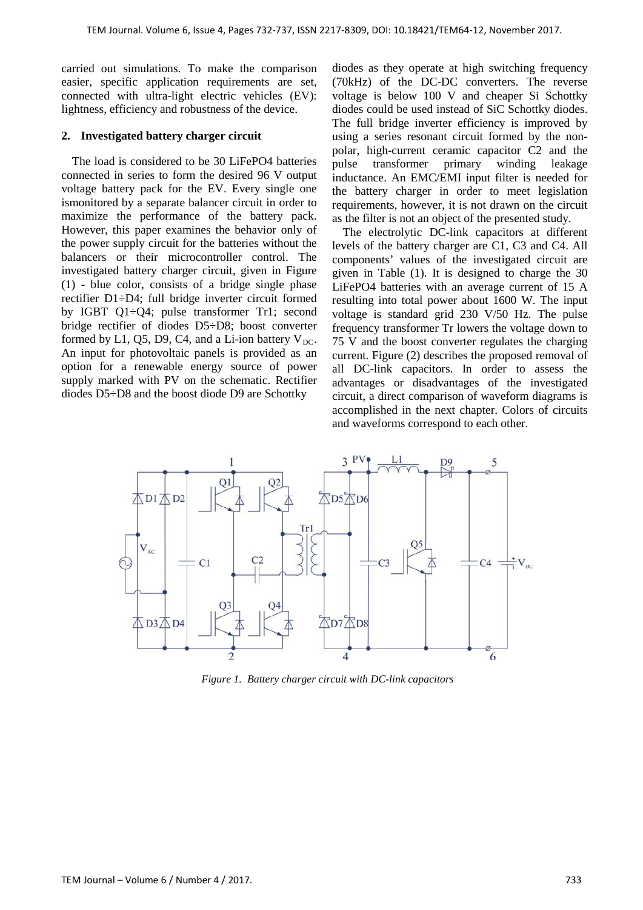carried out simulations. To make the comparison easier, specific application requirements are set, connected with ultra-light electric vehicles (EV): lightness, efficiency and robustness of the device.

## 2. Investigated battery charger circuit

The load is considered to be 30 LiFePO4 batteries connected in series to form the desired 96 V output voltage battery pack for the EV. Every single one ismonitored by a separate balancer circuit in order to maximize the performance of the battery pack. However, this paper examines the behavior only of the power supply circuit for the batteries without the balancers or their microcontroller control. The investigated battery charger circuit, given in Figure (1) - blue color, consists of a bridge single phase rectifier D1÷D4; full bridge inverter circuit formed by IGBT Q1÷Q4; pulse transformer Tr1; second bridge rectifier of diodes D5÷D8; boost converter formed by L1, Q5, D9, C4, and a Li-ion battery $V_{DC}$. An input for photovoltaic panels is provided as an option for a renewable energy source of power supply marked with PV on the schematic. Rectifier diodes D5÷D8 and the boost diode D9 are Schottky diodes as they operate at high switching frequency (70kHz) of the DC-DC converters. The reverse voltage is below 100 V and cheaper Si Schottky diodes could be used instead of SiC Schottky diodes. The full bridge inverter efficiency is improved by using a series resonant circuit formed by the non-polar, high-current ceramic capacitor C2 and the pulse transformer primary winding leakage inductance. An EMC/EMI input filter is needed for the battery charger in order to meet legislation requirements, however, it is not drawn on the circuit as the filter is not an object of the presented study.

The electrolytic DC-link capacitors at different levels of the battery charger are C1, C3 and C4. All components' values of the investigated circuit are given in Table (1). It is designed to charge the 30 LiFePO4 batteries with an average current of 15 A resulting into total power about 1600 W. The input voltage is standard grid 230 V/50 Hz. The pulse frequency transformer Tr lowers the voltage down to 75 V and the boost converter regulates the charging current. Figure (2) describes the proposed removal of all DC-link capacitors. In order to assess the advantages or disadvantages of the investigated circuit, a direct comparison of waveform diagrams is accomplished in the next chapter. Colors of circuits and waveforms correspond to each other.

*Figure 1. Battery charger circuit with DC-link capacitors*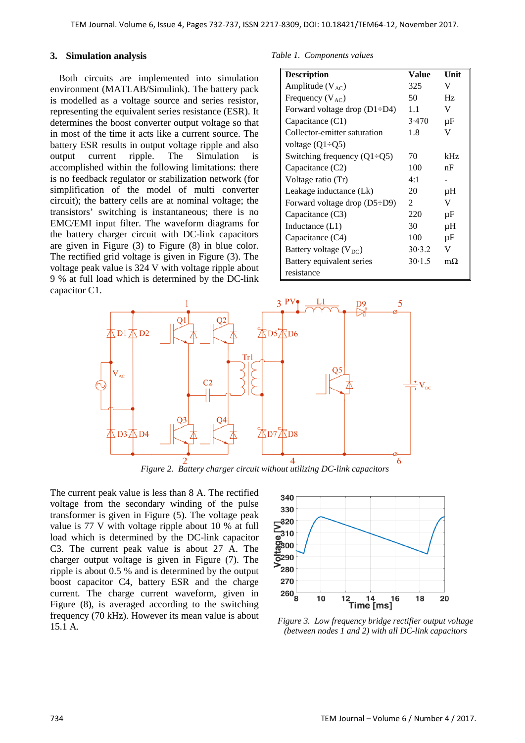## 3. Simulation analysis

Both circuits are implemented into simulation environment (MATLAB/Simulink). The battery pack is modelled as a voltage source and series resistor, representing the equivalent series resistance (ESR). It determines the boost converter output voltage so that in most of the time it acts like a current source. The battery ESR results in output voltage ripple and also output current ripple. The Simulation is accomplished within the following limitations: there is no feedback regulator or stabilization network (for simplification of the model of multi converter circuit); the battery cells are at nominal voltage; the transistors' switching is instantaneous; there is no EMC/EMI input filter. The waveform diagrams for the battery charger circuit with DC-link capacitors are given in Figure (3) to Figure (8) in blue color. The rectified grid voltage is given in Figure (3). The voltage peak value is 324 V with voltage ripple about 9 % at full load which is determined by the DC-link capacitor C1.

*Table 1. Components values*

| Description | Value | Unit |
|---|---|---|
| Amplitude ($V_{AC}$) | 325 | V |
| Frequency ($V_{AC}$) | 50 | Hz |
| Forward voltage drop (D1÷D4) | 1.1 | V |
| Capacitance (C1) | 3·470 | μF |
| Collector-emitter saturation voltage (Q1÷Q5) | 1.8 | V |
| Switching frequency (Q1÷Q5) | 70 | kHz |
| Capacitance (C2) | 100 | nF |
| Voltage ratio (Tr) | 4:1 | - |
| Leakage inductance (Lk) | 20 | μH |
| Forward voltage drop (D5÷D9) | 2 | V |
| Capacitance (C3) | 220 | μF |
| Inductance (L1) | 30 | μH |
| Capacitance (C4) | 100 | μF |
| Battery voltage ($V_{DC}$) | 30·3.2 | V |
| Battery equivalent series resistance | 30·1.5 | mΩ |

*Figure 2. Battery charger circuit without utilizing DC-link capacitors*

The current peak value is less than 8 A. The rectified voltage from the secondary winding of the pulse transformer is given in Figure (5). The voltage peak value is 77 V with voltage ripple about 10 % at full load which is determined by the DC-link capacitor C3. The current peak value is about 27 A. The charger output voltage is given in Figure (7). The ripple is about 0.5 % and is determined by the output boost capacitor C4, battery ESR and the charge current. The charge current waveform, given in Figure (8), is averaged according to the switching frequency (70 kHz). However its mean value is about 15.1 A.

*Figure 3. Low frequency bridge rectifier output voltage (between nodes 1 and 2) with all DC-link capacitors*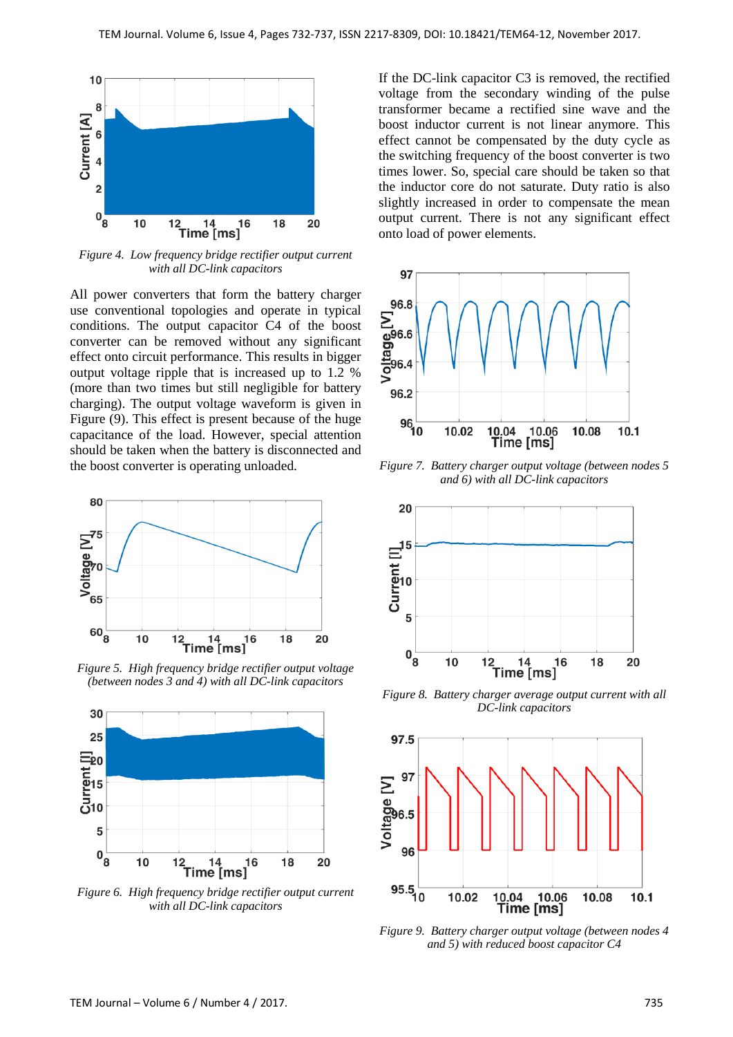Figure 4. Low frequency bridge rectifier output current with all DC-link capacitors

All power converters that form the battery charger use conventional topologies and operate in typical conditions. The output capacitor C4 of the boost converter can be removed without any significant effect onto circuit performance. This results in bigger output voltage ripple that is increased up to 1.2 % (more than two times but still negligible for battery charging). The output voltage waveform is given in Figure (9). This effect is present because of the huge capacitance of the load. However, special attention should be taken when the battery is disconnected and the boost converter is operating unloaded.

Figure 5. High frequency bridge rectifier output voltage (between nodes 3 and 4) with all DC-link capacitors

Figure 6. High frequency bridge rectifier output current with all DC-link capacitors

If the DC-link capacitor C3 is removed, the rectified voltage from the secondary winding of the pulse transformer became a rectified sine wave and the boost inductor current is not linear anymore. This effect cannot be compensated by the duty cycle as the switching frequency of the boost converter is two times lower. So, special care should be taken so that the inductor core do not saturate. Duty ratio is also slightly increased in order to compensate the mean output current. There is not any significant effect onto load of power elements.

Figure 7. Battery charger output voltage (between nodes 5 and 6) with all DC-link capacitors

Figure 8. Battery charger average output current with all DC-link capacitors

Figure 9. Battery charger output voltage (between nodes 4 and 5) with reduced boost capacitor C4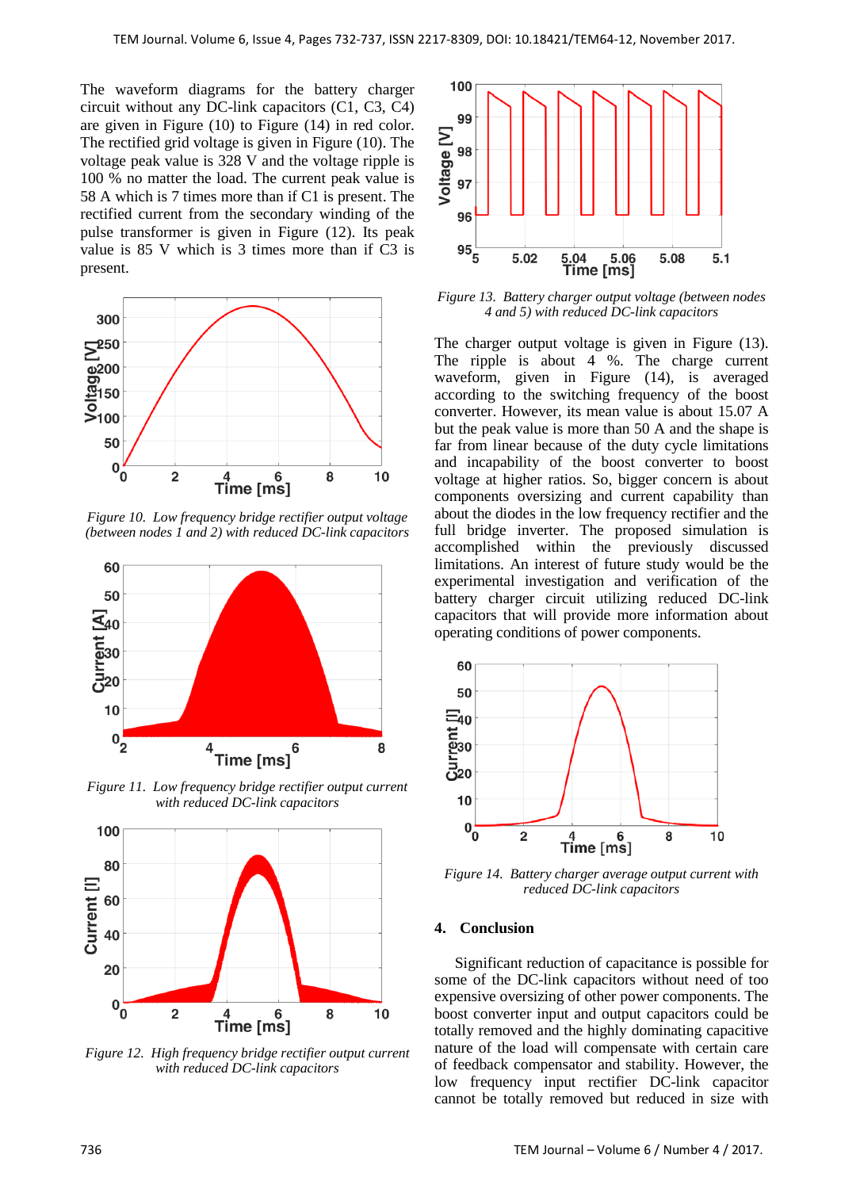The waveform diagrams for the battery charger circuit without any DC-link capacitors (C1, C3, C4) are given in Figure (10) to Figure (14) in red color. The rectified grid voltage is given in Figure (10). The voltage peak value is 328 V and the voltage ripple is 100 % no matter the load. The current peak value is 58 A which is 7 times more than if C1 is present. The rectified current from the secondary winding of the pulse transformer is given in Figure (12). Its peak value is 85 V which is 3 times more than if C3 is present.

*Figure 10. Low frequency bridge rectifier output voltage (between nodes 1 and 2) with reduced DC-link capacitors*

*Figure 11. Low frequency bridge rectifier output current with reduced DC-link capacitors*

*Figure 12. High frequency bridge rectifier output current with reduced DC-link capacitors*

*Figure 13. Battery charger output voltage (between nodes 4 and 5) with reduced DC-link capacitors*

The charger output voltage is given in Figure (13). The ripple is about 4 %. The charge current waveform, given in Figure (14), is averaged according to the switching frequency of the boost converter. However, its mean value is about 15.07 A but the peak value is more than 50 A and the shape is far from linear because of the duty cycle limitations and incapability of the boost converter to boost voltage at higher ratios. So, bigger concern is about components oversizing and current capability than about the diodes in the low frequency rectifier and the full bridge inverter. The proposed simulation is accomplished within the previously discussed limitations. An interest of future study would be the experimental investigation and verification of the battery charger circuit utilizing reduced DC-link capacitors that will provide more information about operating conditions of power components.

*Figure 14. Battery charger average output current with reduced DC-link capacitors*

## 4. Conclusion

Significant reduction of capacitance is possible for some of the DC-link capacitors without need of too expensive oversizing of other power components. The boost converter input and output capacitors could be totally removed and the highly dominating capacitive nature of the load will compensate with certain care of feedback compensator and stability. However, the low frequency input rectifier DC-link capacitor cannot be totally removed but reduced in size with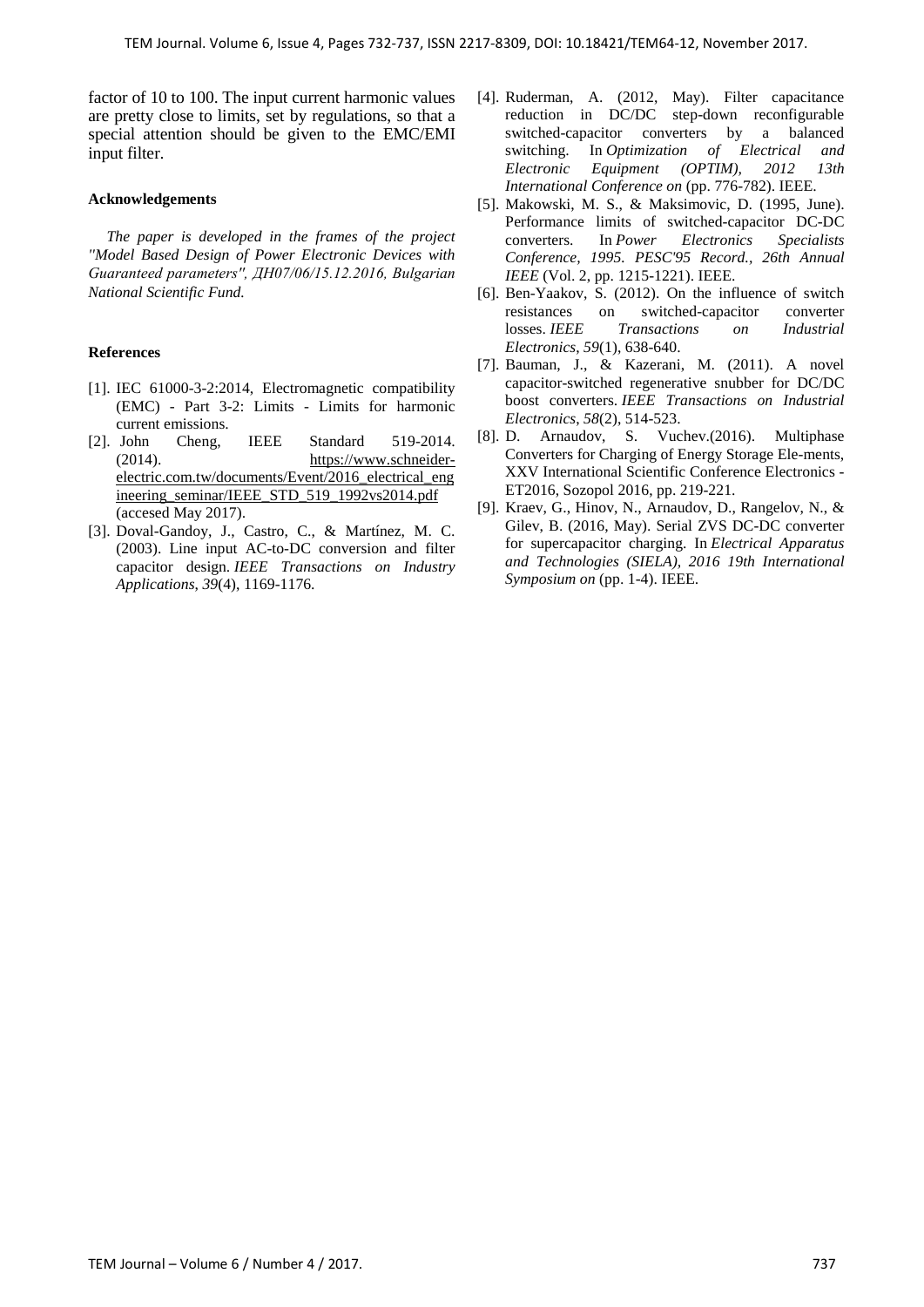factor of 10 to 100. The input current harmonic values are pretty close to limits, set by regulations, so that a special attention should be given to the EMC/EMI input filter.

#### Acknowledgements

*The paper is developed in the frames of the project "Model Based Design of Power Electronic Devices with Guaranteed parameters", ДН07/06/15.12.2016, Bulgarian National Scientific Fund.*

#### References

[1]. IEC 61000-3-2:2014, Electromagnetic compatibility (EMC) - Part 3-2: Limits - Limits for harmonic current emissions.

[2]. John Cheng, IEEE Standard 519-2014. (2014). https://www.schneider-electric.com.tw/documents/Event/2016_electrical_engineering_seminar/IEEE_STD_519_1992vs2014.pdf (accesed May 2017).

[3]. Doval-Gandoy, J., Castro, C., & Martínez, M. C. (2003). Line input AC-to-DC conversion and filter capacitor design. *IEEE Transactions on Industry Applications*, *39*(4), 1169-1176.

[4]. Ruderman, A. (2012, May). Filter capacitance reduction in DC/DC step-down reconfigurable switched-capacitor converters by a balanced switching. In *Optimization of Electrical and Electronic Equipment (OPTIM), 2012 13th International Conference on* (pp. 776-782). IEEE.

[5]. Makowski, M. S., & Maksimovic, D. (1995, June). Performance limits of switched-capacitor DC-DC converters. In *Power Electronics Specialists Conference, 1995. PESC'95 Record., 26th Annual IEEE* (Vol. 2, pp. 1215-1221). IEEE.

[6]. Ben-Yaakov, S. (2012). On the influence of switch resistances on switched-capacitor converter losses. *IEEE Transactions on Industrial Electronics*, *59*(1), 638-640.

[7]. Bauman, J., & Kazerani, M. (2011). A novel capacitor-switched regenerative snubber for DC/DC boost converters. *IEEE Transactions on Industrial Electronics*, *58*(2), 514-523.

[8]. D. Arnaudov, S. Vuchev.(2016). Multiphase Converters for Charging of Energy Storage Ele-ments, XXV International Scientific Conference Electronics - ET2016, Sozopol 2016, pp. 219-221.

[9]. Kraev, G., Hinov, N., Arnaudov, D., Rangelov, N., & Gilev, B. (2016, May). Serial ZVS DC-DC converter for supercapacitor charging. In *Electrical Apparatus and Technologies (SIELA), 2016 19th International Symposium on* (pp. 1-4). IEEE.